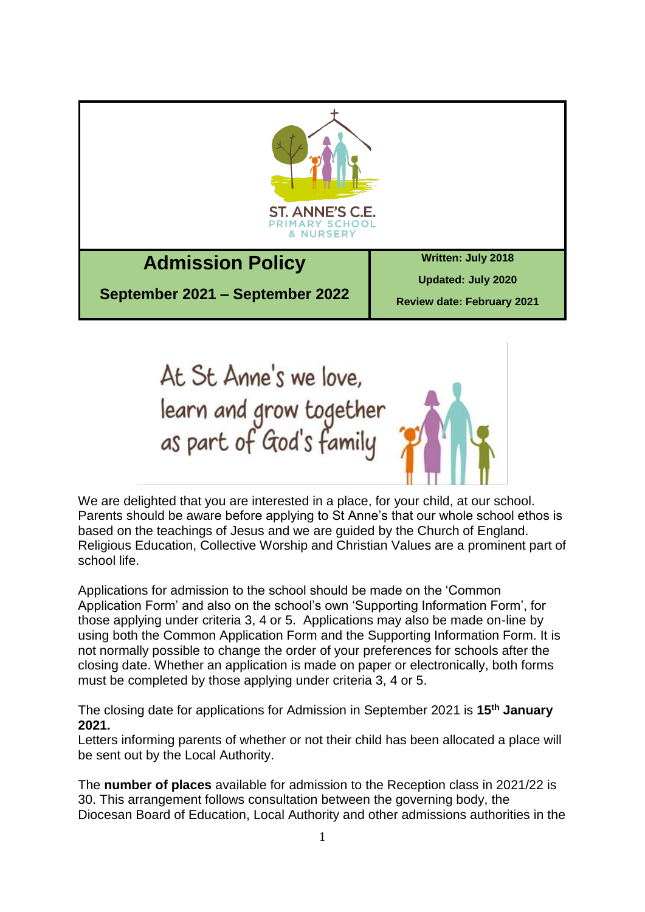ST. ANNE'S C.E.
PRIMARY SCHOOL
& NURSERY

| **Admission Policy** <br> **September 2021 – September 2022** | **Written: July 2018** <br> **Updated: July 2020** <br> **Review date: February 2021** |
|---|---|

At St Anne's we love, learn and grow together as part of God's family

We are delighted that you are interested in a place, for your child, at our school. Parents should be aware before applying to St Anne's that our whole school ethos is based on the teachings of Jesus and we are guided by the Church of England. Religious Education, Collective Worship and Christian Values are a prominent part of school life.

Applications for admission to the school should be made on the 'Common Application Form' and also on the school's own 'Supporting Information Form', for those applying under criteria 3, 4 or 5. Applications may also be made on-line by using both the Common Application Form and the Supporting Information Form. It is not normally possible to change the order of your preferences for schools after the closing date. Whether an application is made on paper or electronically, both forms must be completed by those applying under criteria 3, 4 or 5.

The closing date for applications for Admission in September 2021 is **15th January 2021.**
Letters informing parents of whether or not their child has been allocated a place will be sent out by the Local Authority.

The **number of places** available for admission to the Reception class in 2021/22 is 30. This arrangement follows consultation between the governing body, the Diocesan Board of Education, Local Authority and other admissions authorities in the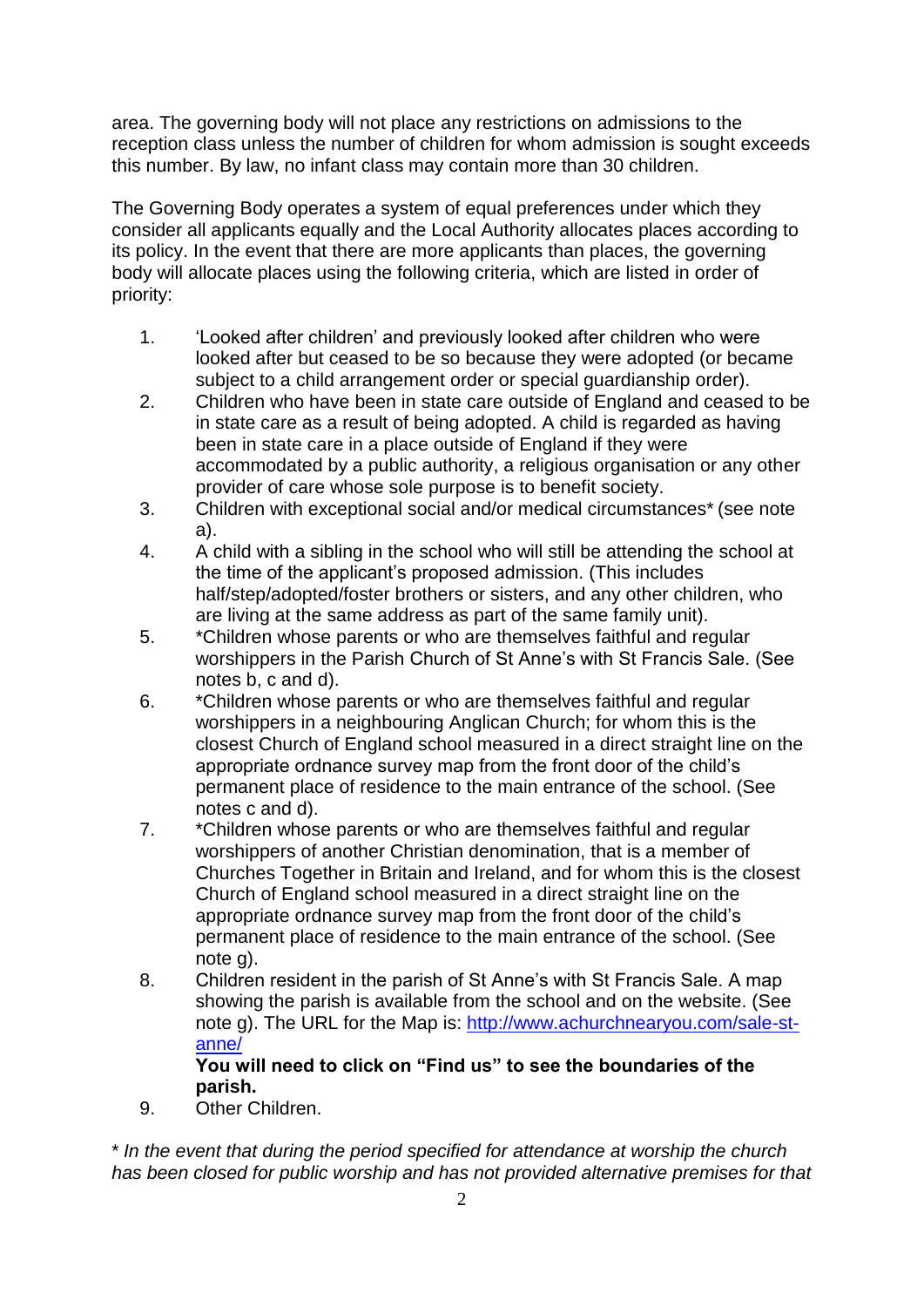area. The governing body will not place any restrictions on admissions to the reception class unless the number of children for whom admission is sought exceeds this number. By law, no infant class may contain more than 30 children.

The Governing Body operates a system of equal preferences under which they consider all applicants equally and the Local Authority allocates places according to its policy. In the event that there are more applicants than places, the governing body will allocate places using the following criteria, which are listed in order of priority:

1. 'Looked after children' and previously looked after children who were looked after but ceased to be so because they were adopted (or became subject to a child arrangement order or special guardianship order).
2. Children who have been in state care outside of England and ceased to be in state care as a result of being adopted. A child is regarded as having been in state care in a place outside of England if they were accommodated by a public authority, a religious organisation or any other provider of care whose sole purpose is to benefit society.
3. Children with exceptional social and/or medical circumstances* (see note a).
4. A child with a sibling in the school who will still be attending the school at the time of the applicant's proposed admission. (This includes half/step/adopted/foster brothers or sisters, and any other children, who are living at the same address as part of the same family unit).
5. *Children whose parents or who are themselves faithful and regular worshippers in the Parish Church of St Anne's with St Francis Sale. (See notes b, c and d).
6. *Children whose parents or who are themselves faithful and regular worshippers in a neighbouring Anglican Church; for whom this is the closest Church of England school measured in a direct straight line on the appropriate ordnance survey map from the front door of the child's permanent place of residence to the main entrance of the school. (See notes c and d).
7. *Children whose parents or who are themselves faithful and regular worshippers of another Christian denomination, that is a member of Churches Together in Britain and Ireland, and for whom this is the closest Church of England school measured in a direct straight line on the appropriate ordnance survey map from the front door of the child's permanent place of residence to the main entrance of the school. (See note g).
8. Children resident in the parish of St Anne's with St Francis Sale. A map showing the parish is available from the school and on the website. (See note g). The URL for the Map is: [http://www.achurchnearyou.com/sale-st-anne/](http://www.achurchnearyou.com/sale-st-anne/)
   **You will need to click on "Find us" to see the boundaries of the parish.**
9. Other Children.

*\* In the event that during the period specified for attendance at worship the church has been closed for public worship and has not provided alternative premises for that*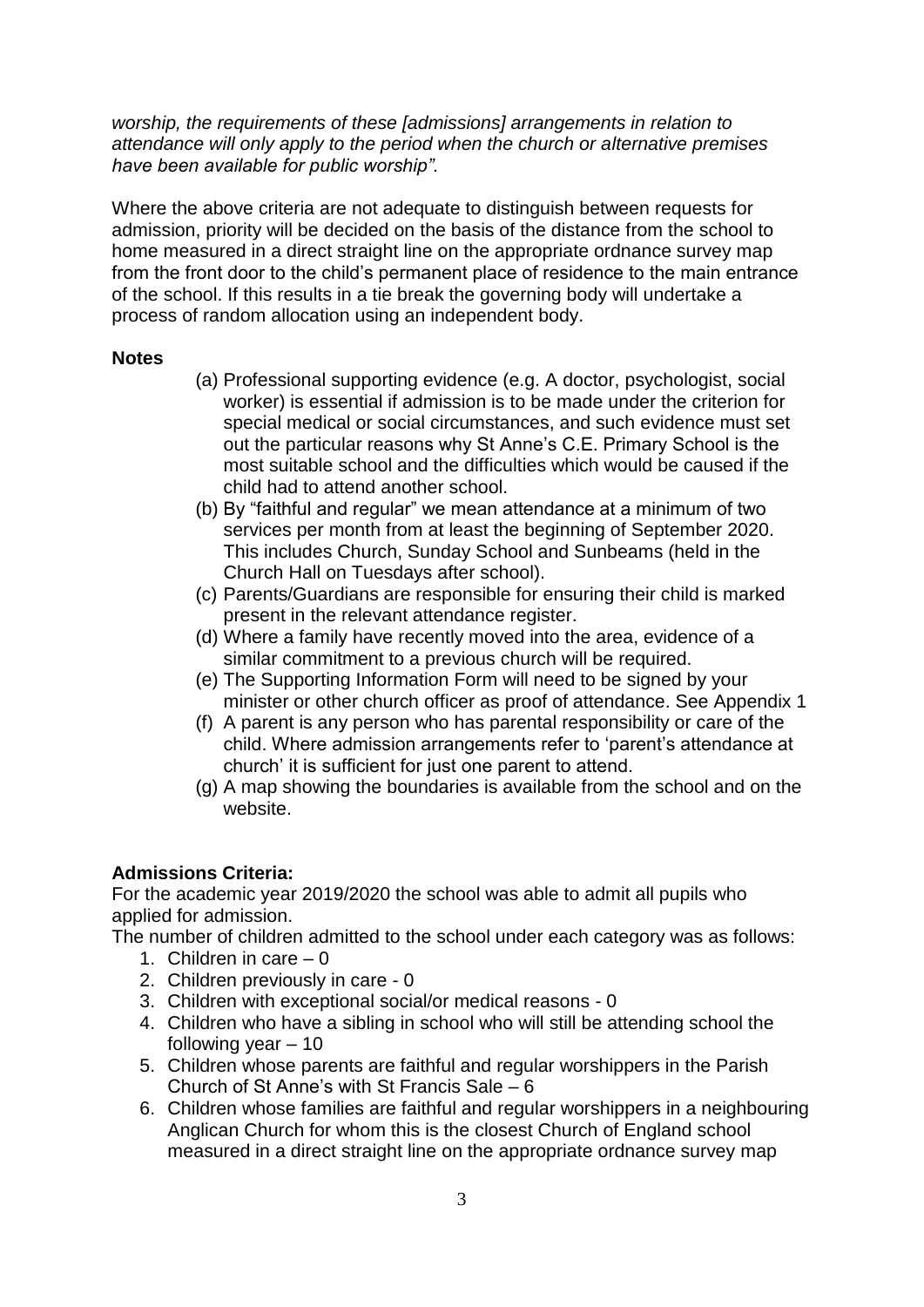*worship, the requirements of these [admissions] arrangements in relation to attendance will only apply to the period when the church or alternative premises have been available for public worship".*

Where the above criteria are not adequate to distinguish between requests for admission, priority will be decided on the basis of the distance from the school to home measured in a direct straight line on the appropriate ordnance survey map from the front door to the child's permanent place of residence to the main entrance of the school. If this results in a tie break the governing body will undertake a process of random allocation using an independent body.

**Notes**

(a) Professional supporting evidence (e.g. A doctor, psychologist, social worker) is essential if admission is to be made under the criterion for special medical or social circumstances, and such evidence must set out the particular reasons why St Anne's C.E. Primary School is the most suitable school and the difficulties which would be caused if the child had to attend another school.
(b) By "faithful and regular" we mean attendance at a minimum of two services per month from at least the beginning of September 2020. This includes Church, Sunday School and Sunbeams (held in the Church Hall on Tuesdays after school).
(c) Parents/Guardians are responsible for ensuring their child is marked present in the relevant attendance register.
(d) Where a family have recently moved into the area, evidence of a similar commitment to a previous church will be required.
(e) The Supporting Information Form will need to be signed by your minister or other church officer as proof of attendance. See Appendix 1
(f) A parent is any person who has parental responsibility or care of the child. Where admission arrangements refer to 'parent's attendance at church' it is sufficient for just one parent to attend.
(g) A map showing the boundaries is available from the school and on the website.

**Admissions Criteria:**

For the academic year 2019/2020 the school was able to admit all pupils who applied for admission.

The number of children admitted to the school under each category was as follows:

1. Children in care – 0
2. Children previously in care - 0
3. Children with exceptional social/or medical reasons - 0
4. Children who have a sibling in school who will still be attending school the following year – 10
5. Children whose parents are faithful and regular worshippers in the Parish Church of St Anne's with St Francis Sale – 6
6. Children whose families are faithful and regular worshippers in a neighbouring Anglican Church for whom this is the closest Church of England school measured in a direct straight line on the appropriate ordnance survey map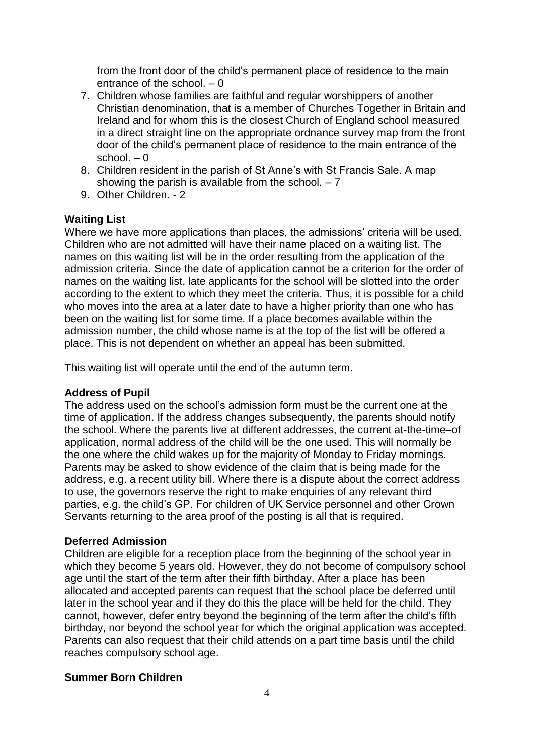from the front door of the child's permanent place of residence to the main entrance of the school. – 0

7. Children whose families are faithful and regular worshippers of another Christian denomination, that is a member of Churches Together in Britain and Ireland and for whom this is the closest Church of England school measured in a direct straight line on the appropriate ordnance survey map from the front door of the child's permanent place of residence to the main entrance of the school. – 0
8. Children resident in the parish of St Anne's with St Francis Sale. A map showing the parish is available from the school. – 7
9. Other Children. - 2

**Waiting List**

Where we have more applications than places, the admissions' criteria will be used. Children who are not admitted will have their name placed on a waiting list. The names on this waiting list will be in the order resulting from the application of the admission criteria. Since the date of application cannot be a criterion for the order of names on the waiting list, late applicants for the school will be slotted into the order according to the extent to which they meet the criteria. Thus, it is possible for a child who moves into the area at a later date to have a higher priority than one who has been on the waiting list for some time. If a place becomes available within the admission number, the child whose name is at the top of the list will be offered a place. This is not dependent on whether an appeal has been submitted.

This waiting list will operate until the end of the autumn term.

**Address of Pupil**

The address used on the school's admission form must be the current one at the time of application. If the address changes subsequently, the parents should notify the school. Where the parents live at different addresses, the current at-the-time–of application, normal address of the child will be the one used. This will normally be the one where the child wakes up for the majority of Monday to Friday mornings. Parents may be asked to show evidence of the claim that is being made for the address, e.g. a recent utility bill. Where there is a dispute about the correct address to use, the governors reserve the right to make enquiries of any relevant third parties, e.g. the child's GP. For children of UK Service personnel and other Crown Servants returning to the area proof of the posting is all that is required.

**Deferred Admission**

Children are eligible for a reception place from the beginning of the school year in which they become 5 years old. However, they do not become of compulsory school age until the start of the term after their fifth birthday. After a place has been allocated and accepted parents can request that the school place be deferred until later in the school year and if they do this the place will be held for the child. They cannot, however, defer entry beyond the beginning of the term after the child's fifth birthday, nor beyond the school year for which the original application was accepted. Parents can also request that their child attends on a part time basis until the child reaches compulsory school age.

**Summer Born Children**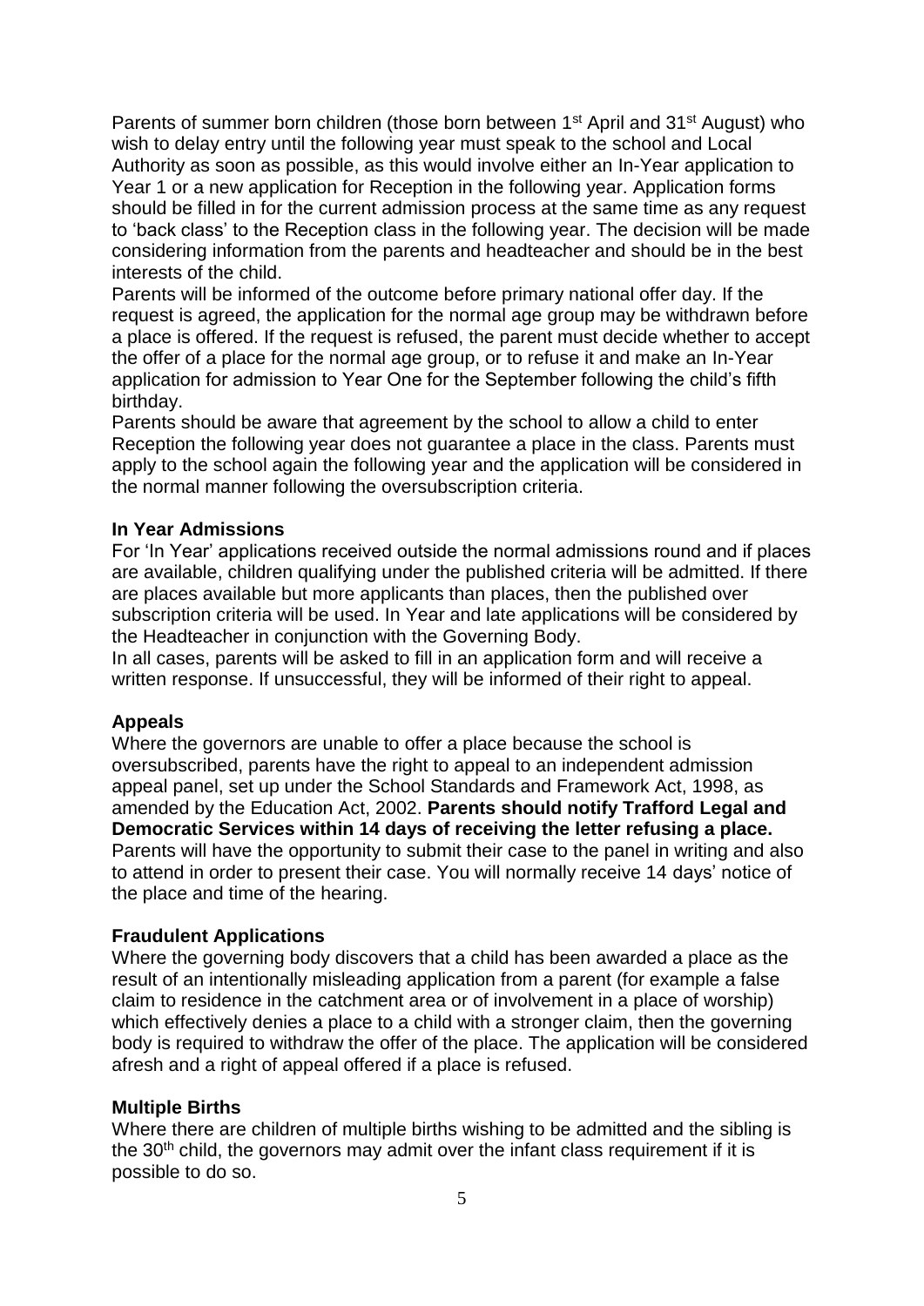Parents of summer born children (those born between 1st April and 31st August) who wish to delay entry until the following year must speak to the school and Local Authority as soon as possible, as this would involve either an In-Year application to Year 1 or a new application for Reception in the following year. Application forms should be filled in for the current admission process at the same time as any request to 'back class' to the Reception class in the following year. The decision will be made considering information from the parents and headteacher and should be in the best interests of the child.

Parents will be informed of the outcome before primary national offer day. If the request is agreed, the application for the normal age group may be withdrawn before a place is offered. If the request is refused, the parent must decide whether to accept the offer of a place for the normal age group, or to refuse it and make an In-Year application for admission to Year One for the September following the child's fifth birthday.

Parents should be aware that agreement by the school to allow a child to enter Reception the following year does not guarantee a place in the class. Parents must apply to the school again the following year and the application will be considered in the normal manner following the oversubscription criteria.

**In Year Admissions**

For 'In Year' applications received outside the normal admissions round and if places are available, children qualifying under the published criteria will be admitted. If there are places available but more applicants than places, then the published over subscription criteria will be used. In Year and late applications will be considered by the Headteacher in conjunction with the Governing Body.

In all cases, parents will be asked to fill in an application form and will receive a written response. If unsuccessful, they will be informed of their right to appeal.

**Appeals**

Where the governors are unable to offer a place because the school is oversubscribed, parents have the right to appeal to an independent admission appeal panel, set up under the School Standards and Framework Act, 1998, as amended by the Education Act, 2002. **Parents should notify Trafford Legal and Democratic Services within 14 days of receiving the letter refusing a place.** Parents will have the opportunity to submit their case to the panel in writing and also to attend in order to present their case. You will normally receive 14 days' notice of the place and time of the hearing.

**Fraudulent Applications**

Where the governing body discovers that a child has been awarded a place as the result of an intentionally misleading application from a parent (for example a false claim to residence in the catchment area or of involvement in a place of worship) which effectively denies a place to a child with a stronger claim, then the governing body is required to withdraw the offer of the place. The application will be considered afresh and a right of appeal offered if a place is refused.

**Multiple Births**

Where there are children of multiple births wishing to be admitted and the sibling is the 30th child, the governors may admit over the infant class requirement if it is possible to do so.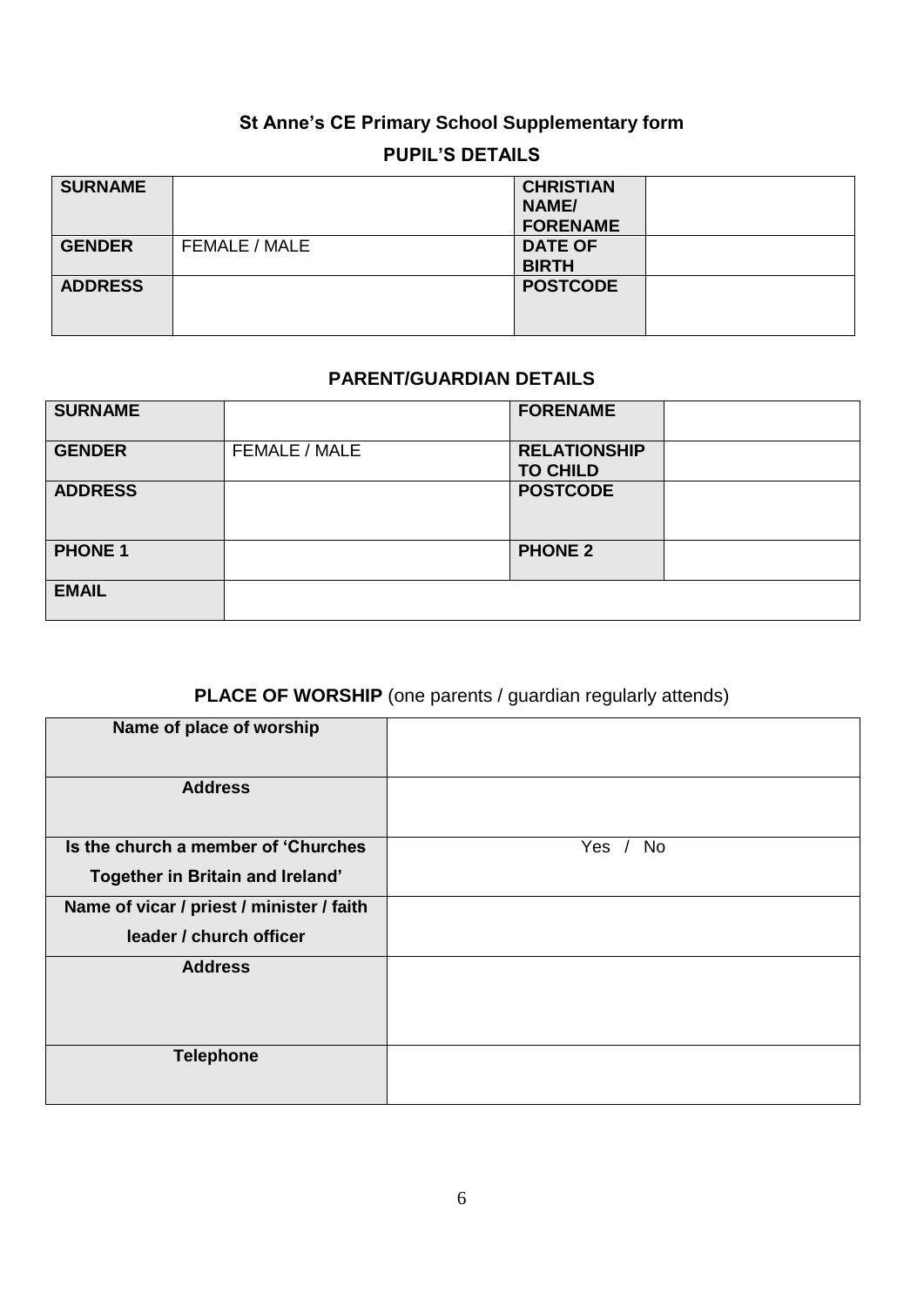## St Anne's CE Primary School Supplementary form

### PUPIL'S DETAILS

| SURNAME | | CHRISTIAN NAME/ FORENAME | |
|---|---|---|---|
| GENDER | FEMALE / MALE | DATE OF BIRTH | |
| ADDRESS | | POSTCODE | |

### PARENT/GUARDIAN DETAILS

| SURNAME | | FORENAME | |
|---|---|---|---|
| GENDER | FEMALE / MALE | RELATIONSHIP TO CHILD | |
| ADDRESS | | POSTCODE | |
| PHONE 1 | | PHONE 2 | |
| EMAIL | | | |

### PLACE OF WORSHIP (one parents / guardian regularly attends)

| Name of place of worship | |
|---|---|
| Address | |
| Is the church a member of 'Churches Together in Britain and Ireland' | Yes / No |
| Name of vicar / priest / minister / faith leader / church officer | |
| Address | |
| Telephone | |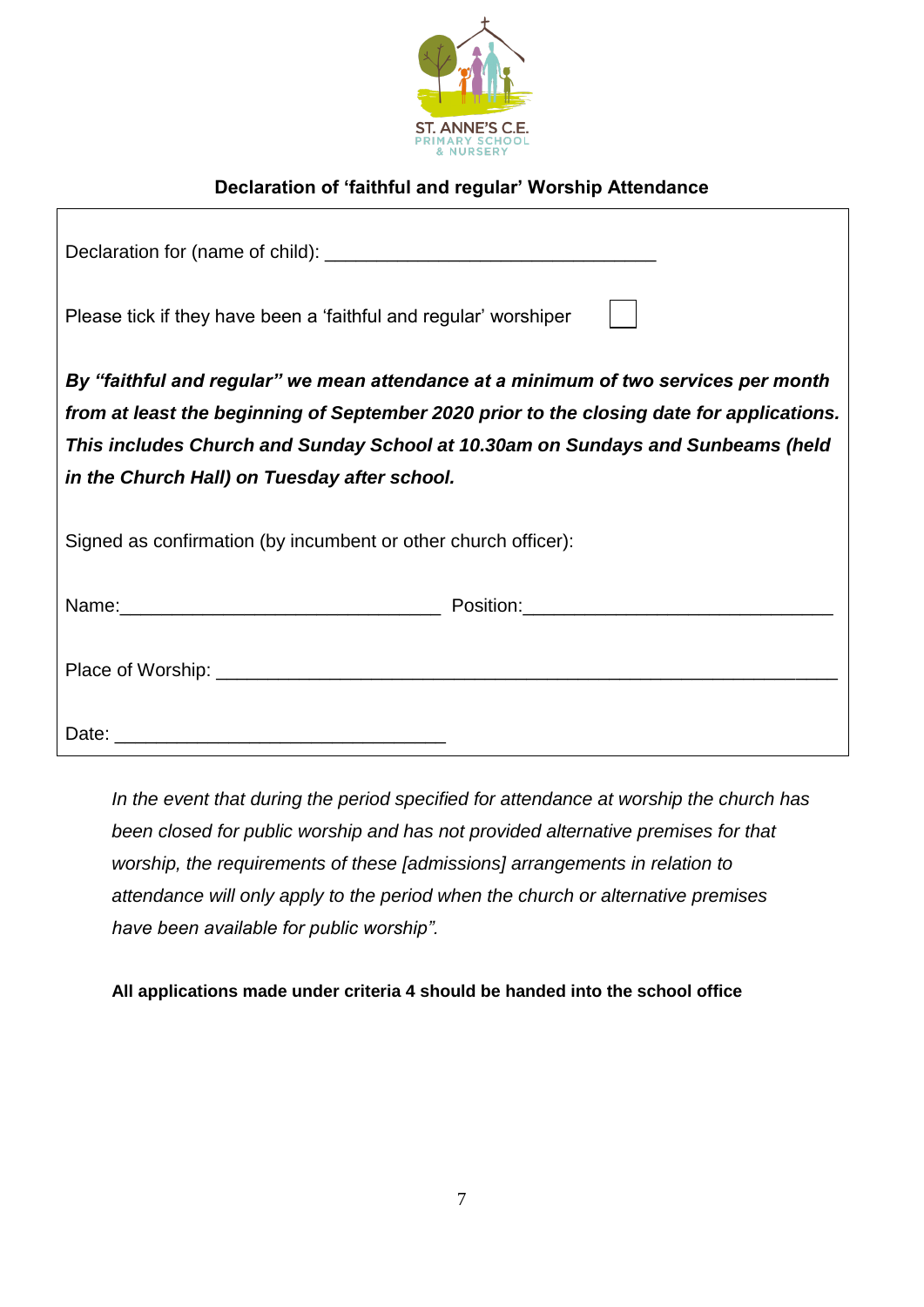ST. ANNE'S C.E.
PRIMARY SCHOOL
& NURSERY

## Declaration of 'faithful and regular' Worship Attendance

Declaration for (name of child): ________________________________

Please tick if they have been a 'faithful and regular' worshiper ☐

***By "faithful and regular" we mean attendance at a minimum of two services per month from at least the beginning of September 2020 prior to the closing date for applications. This includes Church and Sunday School at 10.30am on Sundays and Sunbeams (held in the Church Hall) on Tuesday after school.***

Signed as confirmation (by incumbent or other church officer):

Name:______________________________ Position:_____________________________

Place of Worship: ______________________________________________________________

Date: ________________________________

*In the event that during the period specified for attendance at worship the church has been closed for public worship and has not provided alternative premises for that worship, the requirements of these [admissions] arrangements in relation to attendance will only apply to the period when the church or alternative premises have been available for public worship".*

**All applications made under criteria 4 should be handed into the school office**